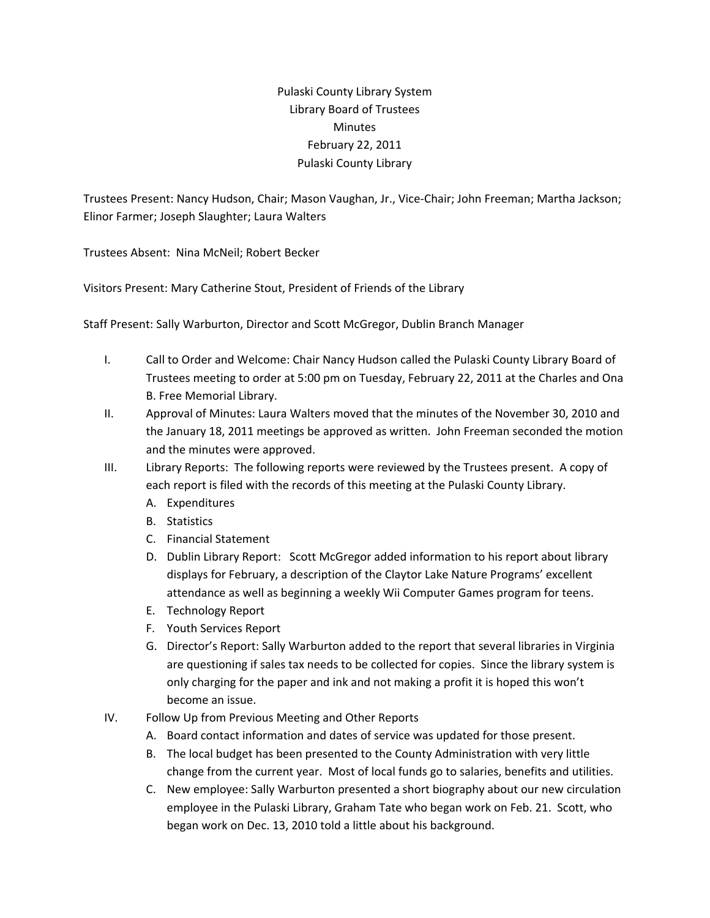Pulaski County Library System
Library Board of Trustees
Minutes
February 22, 2011
Pulaski County Library

Trustees Present: Nancy Hudson, Chair; Mason Vaughan, Jr., Vice-Chair; John Freeman; Martha Jackson; Elinor Farmer; Joseph Slaughter; Laura Walters

Trustees Absent: Nina McNeil; Robert Becker

Visitors Present: Mary Catherine Stout, President of Friends of the Library

Staff Present: Sally Warburton, Director and Scott McGregor, Dublin Branch Manager

I. Call to Order and Welcome: Chair Nancy Hudson called the Pulaski County Library Board of Trustees meeting to order at 5:00 pm on Tuesday, February 22, 2011 at the Charles and Ona B. Free Memorial Library.

II. Approval of Minutes: Laura Walters moved that the minutes of the November 30, 2010 and the January 18, 2011 meetings be approved as written. John Freeman seconded the motion and the minutes were approved.

III. Library Reports: The following reports were reviewed by the Trustees present. A copy of each report is filed with the records of this meeting at the Pulaski County Library.
   - A. Expenditures
   - B. Statistics
   - C. Financial Statement
   - D. Dublin Library Report: Scott McGregor added information to his report about library displays for February, a description of the Claytor Lake Nature Programs' excellent attendance as well as beginning a weekly Wii Computer Games program for teens.
   - E. Technology Report
   - F. Youth Services Report
   - G. Director's Report: Sally Warburton added to the report that several libraries in Virginia are questioning if sales tax needs to be collected for copies. Since the library system is only charging for the paper and ink and not making a profit it is hoped this won't become an issue.

IV. Follow Up from Previous Meeting and Other Reports
   - A. Board contact information and dates of service was updated for those present.
   - B. The local budget has been presented to the County Administration with very little change from the current year. Most of local funds go to salaries, benefits and utilities.
   - C. New employee: Sally Warburton presented a short biography about our new circulation employee in the Pulaski Library, Graham Tate who began work on Feb. 21. Scott, who began work on Dec. 13, 2010 told a little about his background.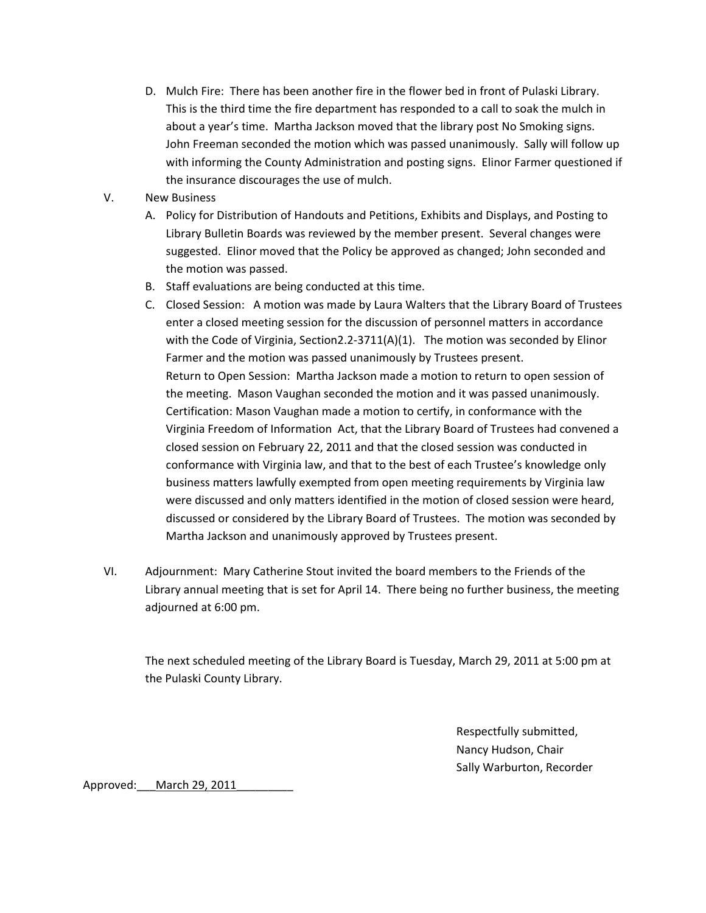D. Mulch Fire: There has been another fire in the flower bed in front of Pulaski Library. This is the third time the fire department has responded to a call to soak the mulch in about a year's time. Martha Jackson moved that the library post No Smoking signs. John Freeman seconded the motion which was passed unanimously. Sally will follow up with informing the County Administration and posting signs. Elinor Farmer questioned if the insurance discourages the use of mulch.

V. New Business

A. Policy for Distribution of Handouts and Petitions, Exhibits and Displays, and Posting to Library Bulletin Boards was reviewed by the member present. Several changes were suggested. Elinor moved that the Policy be approved as changed; John seconded and the motion was passed.

B. Staff evaluations are being conducted at this time.

C. Closed Session: A motion was made by Laura Walters that the Library Board of Trustees enter a closed meeting session for the discussion of personnel matters in accordance with the Code of Virginia, Section2.2-3711(A)(1). The motion was seconded by Elinor Farmer and the motion was passed unanimously by Trustees present.
Return to Open Session: Martha Jackson made a motion to return to open session of the meeting. Mason Vaughan seconded the motion and it was passed unanimously.
Certification: Mason Vaughan made a motion to certify, in conformance with the Virginia Freedom of Information Act, that the Library Board of Trustees had convened a closed session on February 22, 2011 and that the closed session was conducted in conformance with Virginia law, and that to the best of each Trustee's knowledge only business matters lawfully exempted from open meeting requirements by Virginia law were discussed and only matters identified in the motion of closed session were heard, discussed or considered by the Library Board of Trustees. The motion was seconded by Martha Jackson and unanimously approved by Trustees present.

VI. Adjournment: Mary Catherine Stout invited the board members to the Friends of the Library annual meeting that is set for April 14. There being no further business, the meeting adjourned at 6:00 pm.

The next scheduled meeting of the Library Board is Tuesday, March 29, 2011 at 5:00 pm at the Pulaski County Library.

Respectfully submitted,
Nancy Hudson, Chair
Sally Warburton, Recorder

Approved:\_\_\_March 29, 2011\_\_\_\_\_\_\_\_\_